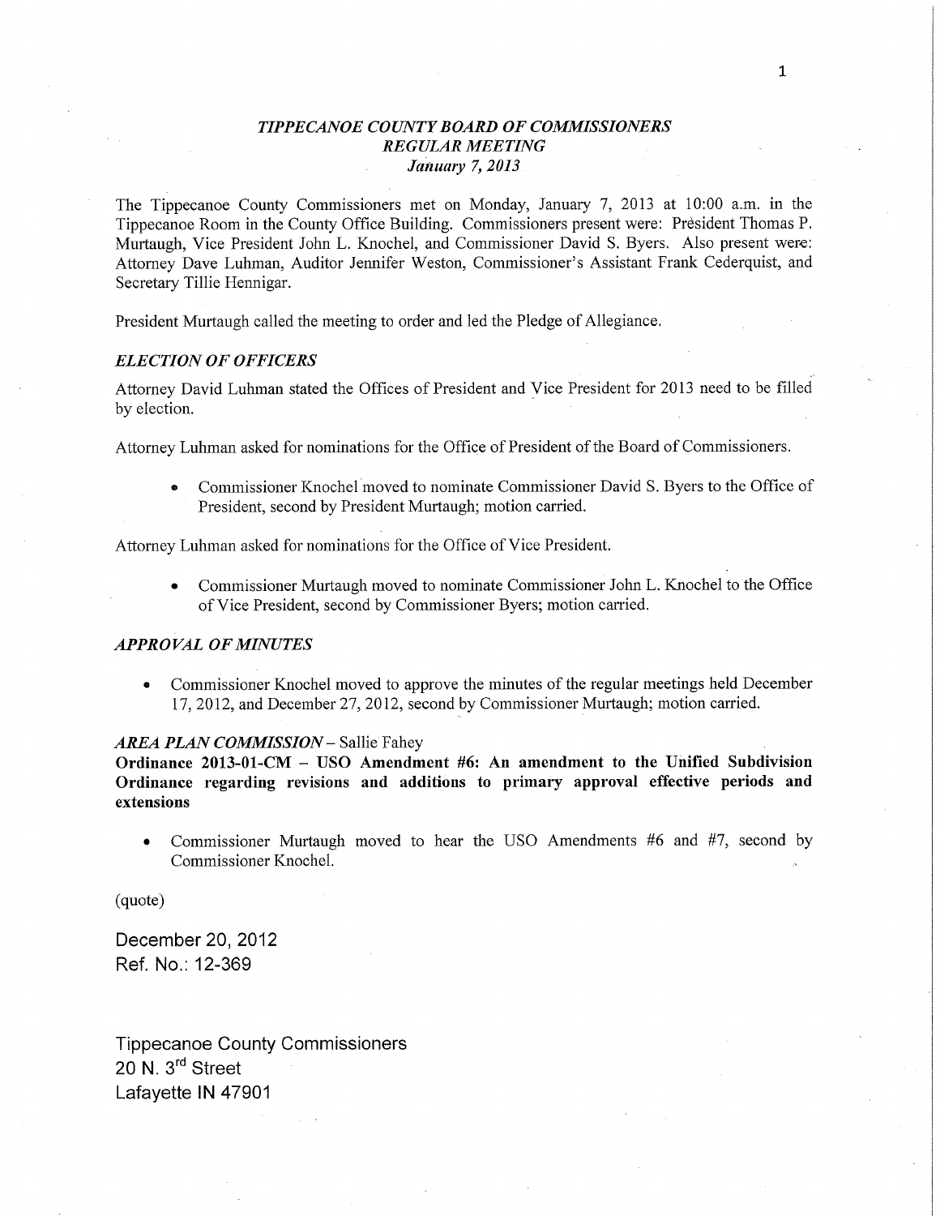*TIPPECANOE COUNTY BOARD OF COMMISSIONERS*
*REGULAR MEETING*
*January 7, 2013*

The Tippecanoe County Commissioners met on Monday, January 7, 2013 at 10:00 a.m. in the Tippecanoe Room in the County Office Building. Commissioners present were: President Thomas P. Murtaugh, Vice President John L. Knochel, and Commissioner David S. Byers. Also present were: Attorney Dave Luhman, Auditor Jennifer Weston, Commissioner's Assistant Frank Cederquist, and Secretary Tillie Hennigar.

President Murtaugh called the meeting to order and led the Pledge of Allegiance.

### *ELECTION OF OFFICERS*

Attorney David Luhman stated the Offices of President and Vice President for 2013 need to be filled by election.

Attorney Luhman asked for nominations for the Office of President of the Board of Commissioners.

- Commissioner Knochel moved to nominate Commissioner David S. Byers to the Office of President, second by President Murtaugh; motion carried.

Attorney Luhman asked for nominations for the Office of Vice President.

- Commissioner Murtaugh moved to nominate Commissioner John L. Knochel to the Office of Vice President, second by Commissioner Byers; motion carried.

### *APPROVAL OF MINUTES*

- Commissioner Knochel moved to approve the minutes of the regular meetings held December 17, 2012, and December 27, 2012, second by Commissioner Murtaugh; motion carried.

### *AREA PLAN COMMISSION* – Sallie Fahey

**Ordinance 2013-01-CM – USO Amendment #6: An amendment to the Unified Subdivision Ordinance regarding revisions and additions to primary approval effective periods and extensions**

- Commissioner Murtaugh moved to hear the USO Amendments #6 and #7, second by Commissioner Knochel.

(quote)

December 20, 2012
Ref. No.: 12-369

Tippecanoe County Commissioners
20 N. 3rd Street
Lafayette IN 47901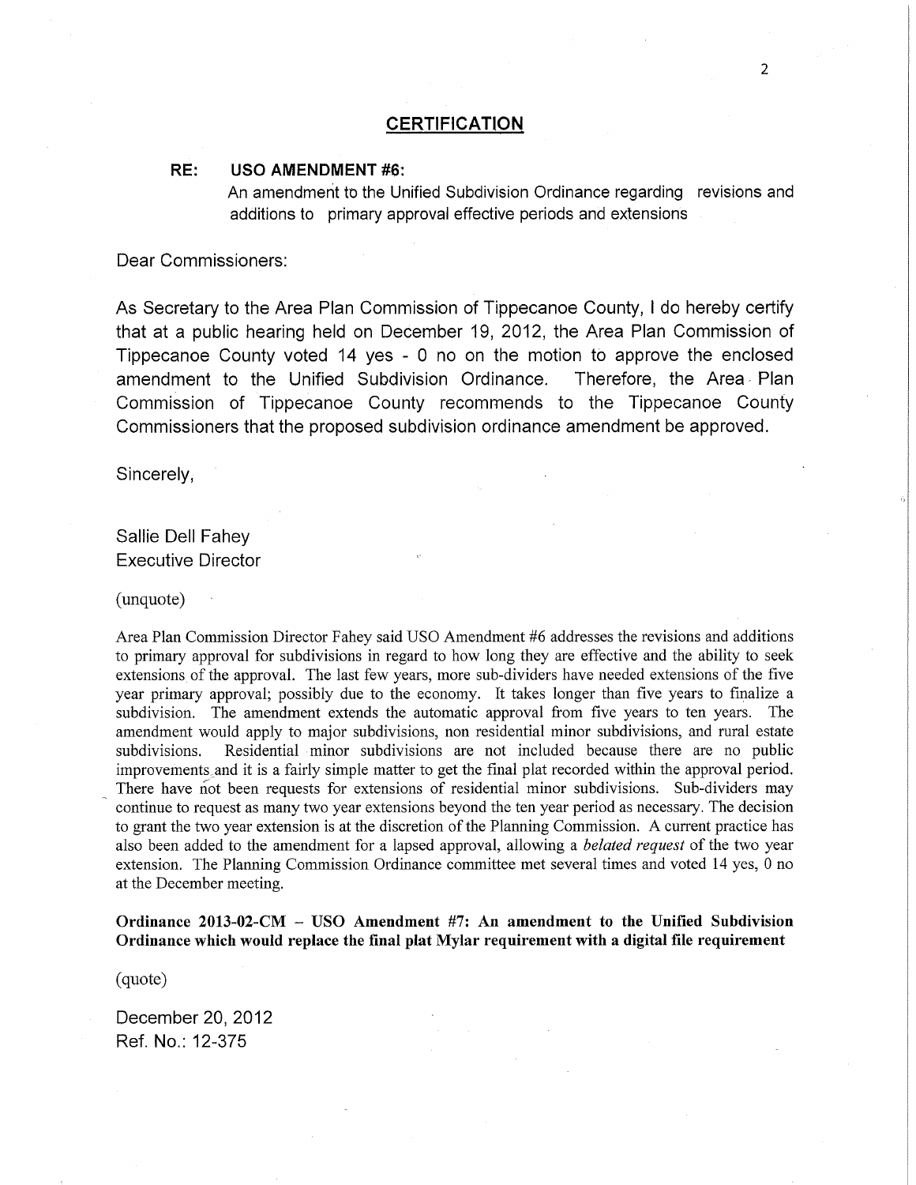## CERTIFICATION

**RE: USO AMENDMENT #6:**
An amendment to the Unified Subdivision Ordinance regarding revisions and additions to primary approval effective periods and extensions

Dear Commissioners:

As Secretary to the Area Plan Commission of Tippecanoe County, I do hereby certify that at a public hearing held on December 19, 2012, the Area Plan Commission of Tippecanoe County voted 14 yes - 0 no on the motion to approve the enclosed amendment to the Unified Subdivision Ordinance. Therefore, the Area Plan Commission of Tippecanoe County recommends to the Tippecanoe County Commissioners that the proposed subdivision ordinance amendment be approved.

Sincerely,

Sallie Dell Fahey
Executive Director

(unquote)

Area Plan Commission Director Fahey said USO Amendment #6 addresses the revisions and additions to primary approval for subdivisions in regard to how long they are effective and the ability to seek extensions of the approval. The last few years, more sub-dividers have needed extensions of the five year primary approval; possibly due to the economy. It takes longer than five years to finalize a subdivision. The amendment extends the automatic approval from five years to ten years. The amendment would apply to major subdivisions, non residential minor subdivisions, and rural estate subdivisions. Residential minor subdivisions are not included because there are no public improvements and it is a fairly simple matter to get the final plat recorded within the approval period. There have not been requests for extensions of residential minor subdivisions. Sub-dividers may continue to request as many two year extensions beyond the ten year period as necessary. The decision to grant the two year extension is at the discretion of the Planning Commission. A current practice has also been added to the amendment for a lapsed approval, allowing a *belated request* of the two year extension. The Planning Commission Ordinance committee met several times and voted 14 yes, 0 no at the December meeting.

**Ordinance 2013-02-CM – USO Amendment #7: An amendment to the Unified Subdivision Ordinance which would replace the final plat Mylar requirement with a digital file requirement**

(quote)

December 20, 2012
Ref. No.: 12-375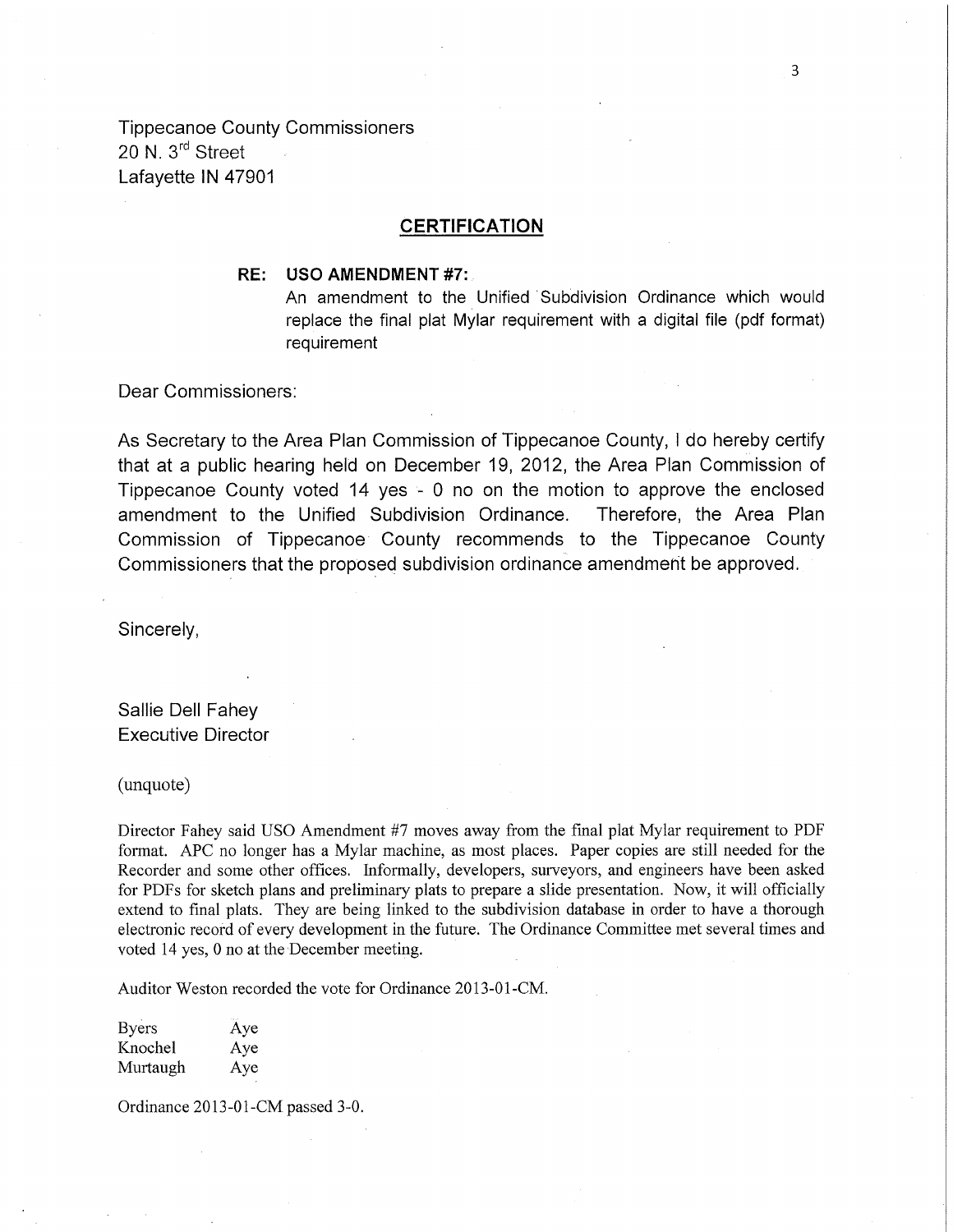Tippecanoe County Commissioners
20 N. 3rd Street
Lafayette IN 47901

**CERTIFICATION**

**RE: USO AMENDMENT #7:**
An amendment to the Unified Subdivision Ordinance which would replace the final plat Mylar requirement with a digital file (pdf format) requirement

Dear Commissioners:

As Secretary to the Area Plan Commission of Tippecanoe County, I do hereby certify that at a public hearing held on December 19, 2012, the Area Plan Commission of Tippecanoe County voted 14 yes - 0 no on the motion to approve the enclosed amendment to the Unified Subdivision Ordinance. Therefore, the Area Plan Commission of Tippecanoe County recommends to the Tippecanoe County Commissioners that the proposed subdivision ordinance amendment be approved.

Sincerely,

Sallie Dell Fahey
Executive Director

(unquote)

Director Fahey said USO Amendment #7 moves away from the final plat Mylar requirement to PDF format. APC no longer has a Mylar machine, as most places. Paper copies are still needed for the Recorder and some other offices. Informally, developers, surveyors, and engineers have been asked for PDFs for sketch plans and preliminary plats to prepare a slide presentation. Now, it will officially extend to final plats. They are being linked to the subdivision database in order to have a thorough electronic record of every development in the future. The Ordinance Committee met several times and voted 14 yes, 0 no at the December meeting.

Auditor Weston recorded the vote for Ordinance 2013-01-CM.

| | |
|---|---|
| Byers | Aye |
| Knochel | Aye |
| Murtaugh | Aye |

Ordinance 2013-01-CM passed 3-0.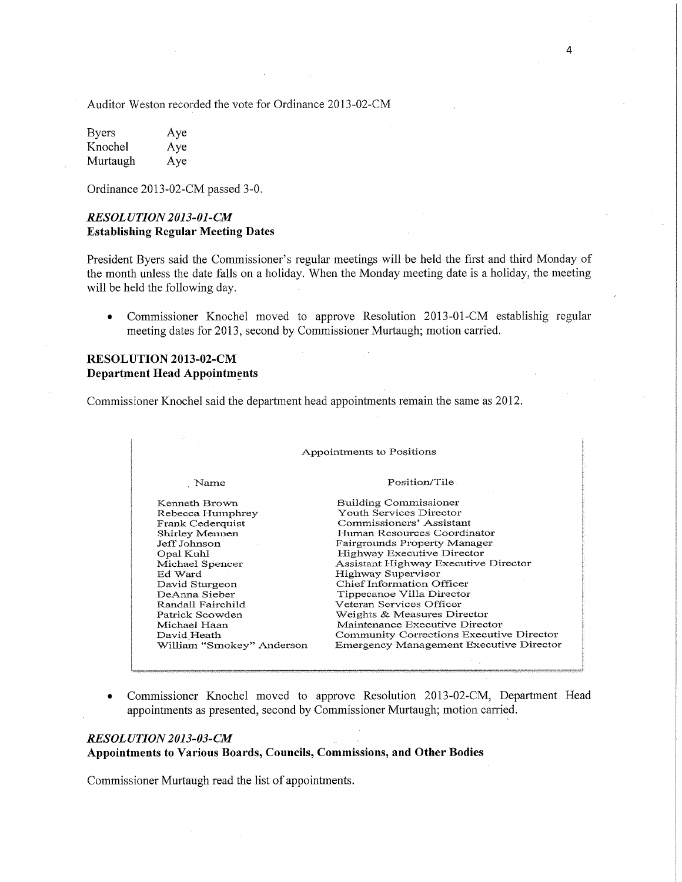Auditor Weston recorded the vote for Ordinance 2013-02-CM

| | |
|---|---|
| Byers | Aye |
| Knochel | Aye |
| Murtaugh | Aye |

Ordinance 2013-02-CM passed 3-0.

### ***RESOLUTION 2013-01-CM***
**Establishing Regular Meeting Dates**

President Byers said the Commissioner's regular meetings will be held the first and third Monday of the month unless the date falls on a holiday. When the Monday meeting date is a holiday, the meeting will be held the following day.

- Commissioner Knochel moved to approve Resolution 2013-01-CM establishig regular meeting dates for 2013, second by Commissioner Murtaugh; motion carried.

### **RESOLUTION 2013-02-CM**
**Department Head Appointments**

Commissioner Knochel said the department head appointments remain the same as 2012.

Appointments to Positions

| Name | Position/Tile |
|---|---|
| Kenneth Brown | Building Commissioner |
| Rebecca Humphrey | Youth Services Director |
| Frank Cederquist | Commissioners' Assistant |
| Shirley Mennen | Human Resources Coordinator |
| Jeff Johnson | Fairgrounds Property Manager |
| Opal Kuhl | Highway Executive Director |
| Michael Spencer | Assistant Highway Executive Director |
| Ed Ward | Highway Supervisor |
| David Sturgeon | Chief Information Officer |
| DeAnna Sieber | Tippecanoe Villa Director |
| Randall Fairchild | Veteran Services Officer |
| Patrick Scowden | Weights & Measures Director |
| Michael Haan | Maintenance Executive Director |
| David Heath | Community Corrections Executive Director |
| William "Smokey" Anderson | Emergency Management Executive Director |

- Commissioner Knochel moved to approve Resolution 2013-02-CM, Department Head appointments as presented, second by Commissioner Murtaugh; motion carried.

### ***RESOLUTION 2013-03-CM***
**Appointments to Various Boards, Councils, Commissions, and Other Bodies**

Commissioner Murtaugh read the list of appointments.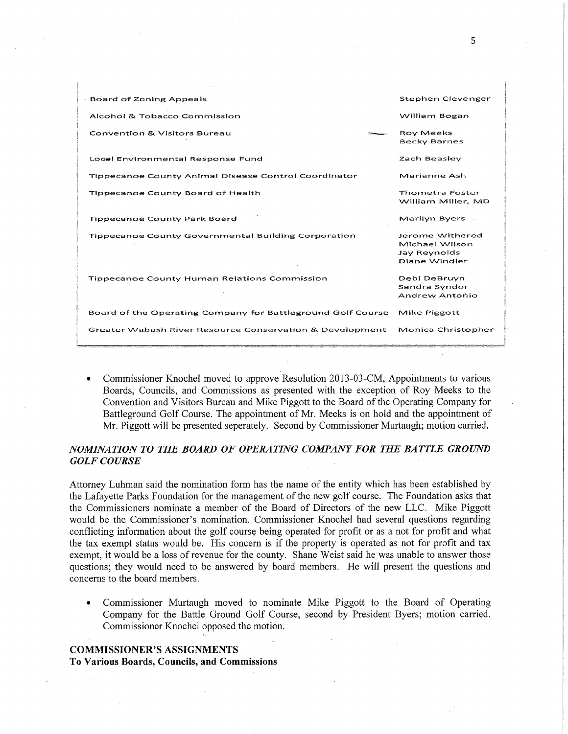| Board | Appointee |
|---|---|
| Board of Zoning Appeals | Stephen Clevenger |
| Alcohol & Tobacco Commission | William Bogan |
| Convention & Visitors Bureau | Roy Meeks<br>Becky Barnes |
| Local Environmental Response Fund | Zach Beasley |
| Tippecanoe County Animal Disease Control Coordinator | Marianne Ash |
| Tippecanoe County Board of Health | Thometra Foster<br>William Miller, MD |
| Tippecanoe County Park Board | Marilyn Byers |
| Tippecanoe County Governmental Building Corporation | Jerome Withered<br>Michael Wilson<br>Jay Reynolds<br>Diane Windler |
| Tippecanoe County Human Relations Commission | Debi DeBruyn<br>Sandra Syndor<br>Andrew Antonio |
| Board of the Operating Company for Battleground Golf Course | Mike Piggott |
| Greater Wabash River Resource Conservation & Development | Monica Christopher |

- Commissioner Knochel moved to approve Resolution 2013-03-CM, Appointments to various Boards, Councils, and Commissions as presented with the exception of Roy Meeks to the Convention and Visitors Bureau and Mike Piggott to the Board of the Operating Company for Battleground Golf Course. The appointment of Mr. Meeks is on hold and the appointment of Mr. Piggott will be presented seperately. Second by Commissioner Murtaugh; motion carried.

### *NOMINATION TO THE BOARD OF OPERATING COMPANY FOR THE BATTLE GROUND GOLF COURSE*

Attorney Luhman said the nomination form has the name of the entity which has been established by the Lafayette Parks Foundation for the management of the new golf course. The Foundation asks that the Commissioners nominate a member of the Board of Directors of the new LLC. Mike Piggott would be the Commissioner's nomination. Commissioner Knochel had several questions regarding conflicting information about the golf course being operated for profit or as a not for profit and what the tax exempt status would be. His concern is if the property is operated as not for profit and tax exempt, it would be a loss of revenue for the county. Shane Weist said he was unable to answer those questions; they would need to be answered by board members. He will present the questions and concerns to the board members.

- Commissioner Murtaugh moved to nominate Mike Piggott to the Board of Operating Company for the Battle Ground Golf Course, second by President Byers; motion carried. Commissioner Knochel opposed the motion.

### COMMISSIONER'S ASSIGNMENTS
**To Various Boards, Councils, and Commissions**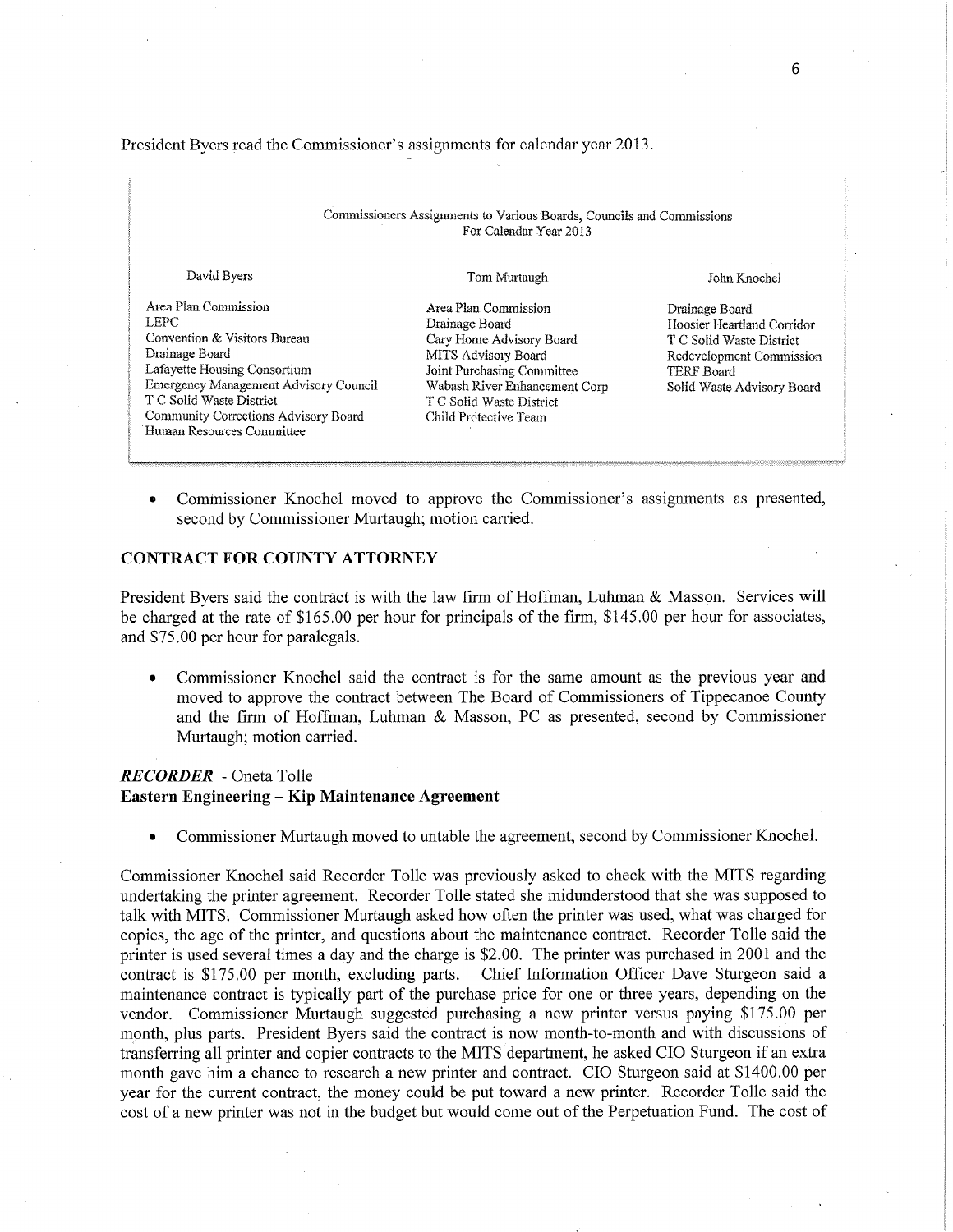President Byers read the Commissioner's assignments for calendar year 2013.

Commissioners Assignments to Various Boards, Councils and Commissions
For Calendar Year 2013

| David Byers | Tom Murtaugh | John Knochel |
|---|---|---|
| Area Plan Commission | Area Plan Commission | Drainage Board |
| LEPC | Drainage Board | Hoosier Heartland Corridor |
| Convention & Visitors Bureau | Cary Home Advisory Board | T C Solid Waste District |
| Drainage Board | MITS Advisory Board | Redevelopment Commission |
| Lafayette Housing Consortium | Joint Purchasing Committee | TERF Board |
| Emergency Management Advisory Council | Wabash River Enhancement Corp | Solid Waste Advisory Board |
| T C Solid Waste District | T C Solid Waste District | |
| Community Corrections Advisory Board | Child Protective Team | |
| Human Resources Committee | | |

- Commissioner Knochel moved to approve the Commissioner's assignments as presented, second by Commissioner Murtaugh; motion carried.

## CONTRACT FOR COUNTY ATTORNEY

President Byers said the contract is with the law firm of Hoffman, Luhman & Masson. Services will be charged at the rate of $165.00 per hour for principals of the firm, $145.00 per hour for associates, and $75.00 per hour for paralegals.

- Commissioner Knochel said the contract is for the same amount as the previous year and moved to approve the contract between The Board of Commissioners of Tippecanoe County and the firm of Hoffman, Luhman & Masson, PC as presented, second by Commissioner Murtaugh; motion carried.

## *RECORDER* - Oneta Tolle
### Eastern Engineering – Kip Maintenance Agreement

- Commissioner Murtaugh moved to untable the agreement, second by Commissioner Knochel.

Commissioner Knochel said Recorder Tolle was previously asked to check with the MITS regarding undertaking the printer agreement. Recorder Tolle stated she midunderstood that she was supposed to talk with MITS. Commissioner Murtaugh asked how often the printer was used, what was charged for copies, the age of the printer, and questions about the maintenance contract. Recorder Tolle said the printer is used several times a day and the charge is $2.00. The printer was purchased in 2001 and the contract is $175.00 per month, excluding parts. Chief Information Officer Dave Sturgeon said a maintenance contract is typically part of the purchase price for one or three years, depending on the vendor. Commissioner Murtaugh suggested purchasing a new printer versus paying $175.00 per month, plus parts. President Byers said the contract is now month-to-month and with discussions of transferring all printer and copier contracts to the MITS department, he asked CIO Sturgeon if an extra month gave him a chance to research a new printer and contract. CIO Sturgeon said at $1400.00 per year for the current contract, the money could be put toward a new printer. Recorder Tolle said the cost of a new printer was not in the budget but would come out of the Perpetuation Fund. The cost of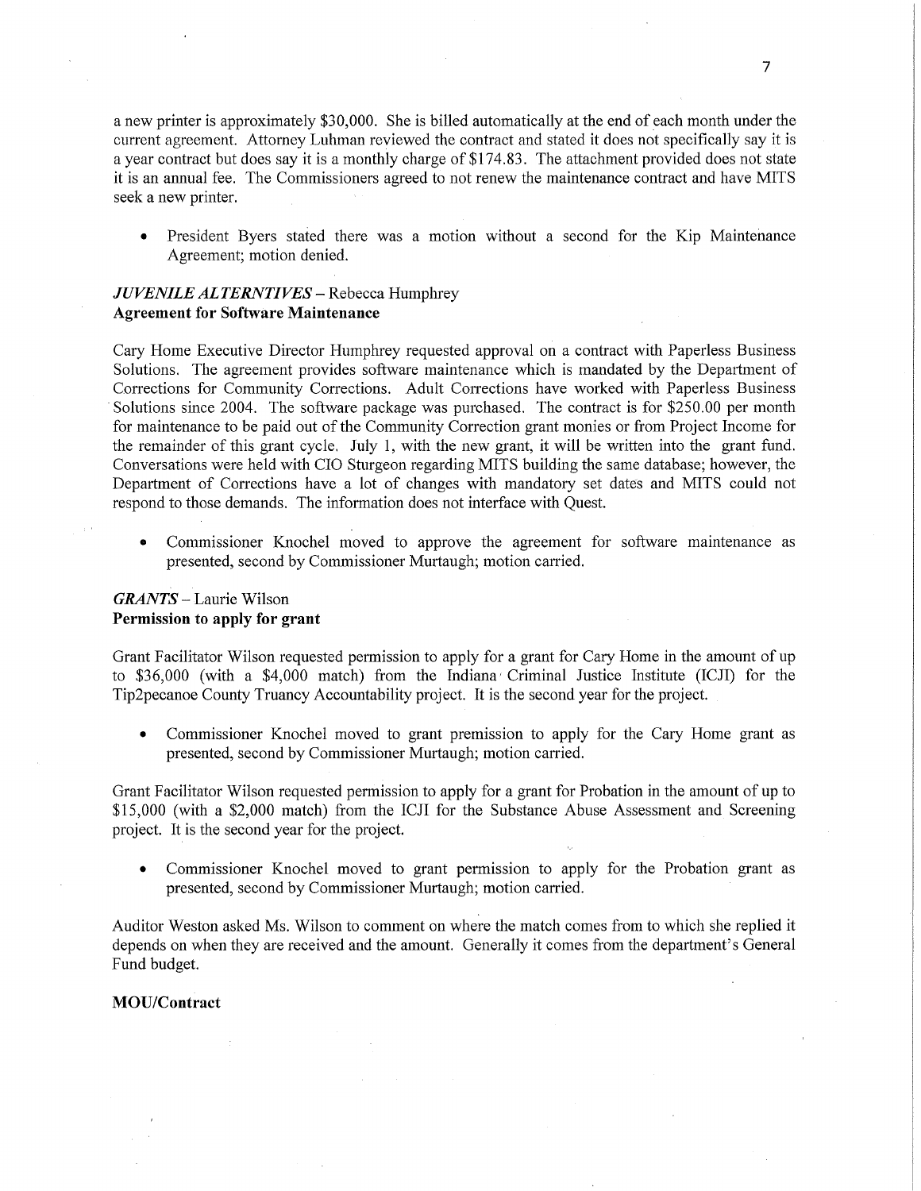a new printer is approximately $30,000. She is billed automatically at the end of each month under the current agreement. Attorney Luhman reviewed the contract and stated it does not specifically say it is a year contract but does say it is a monthly charge of $174.83. The attachment provided does not state it is an annual fee. The Commissioners agreed to not renew the maintenance contract and have MITS seek a new printer.

- President Byers stated there was a motion without a second for the Kip Maintenance Agreement; motion denied.

***JUVENILE ALTERNTIVES*** – Rebecca Humphrey
**Agreement for Software Maintenance**

Cary Home Executive Director Humphrey requested approval on a contract with Paperless Business Solutions. The agreement provides software maintenance which is mandated by the Department of Corrections for Community Corrections. Adult Corrections have worked with Paperless Business Solutions since 2004. The software package was purchased. The contract is for $250.00 per month for maintenance to be paid out of the Community Correction grant monies or from Project Income for the remainder of this grant cycle. July 1, with the new grant, it will be written into the grant fund. Conversations were held with CIO Sturgeon regarding MITS building the same database; however, the Department of Corrections have a lot of changes with mandatory set dates and MITS could not respond to those demands. The information does not interface with Quest.

- Commissioner Knochel moved to approve the agreement for software maintenance as presented, second by Commissioner Murtaugh; motion carried.

***GRANTS*** – Laurie Wilson
**Permission to apply for grant**

Grant Facilitator Wilson requested permission to apply for a grant for Cary Home in the amount of up to $36,000 (with a $4,000 match) from the Indiana Criminal Justice Institute (ICJI) for the Tip2pecanoe County Truancy Accountability project. It is the second year for the project.

- Commissioner Knochel moved to grant premission to apply for the Cary Home grant as presented, second by Commissioner Murtaugh; motion carried.

Grant Facilitator Wilson requested permission to apply for a grant for Probation in the amount of up to $15,000 (with a $2,000 match) from the ICJI for the Substance Abuse Assessment and Screening project. It is the second year for the project.

- Commissioner Knochel moved to grant permission to apply for the Probation grant as presented, second by Commissioner Murtaugh; motion carried.

Auditor Weston asked Ms. Wilson to comment on where the match comes from to which she replied it depends on when they are received and the amount. Generally it comes from the department's General Fund budget.

**MOU/Contract**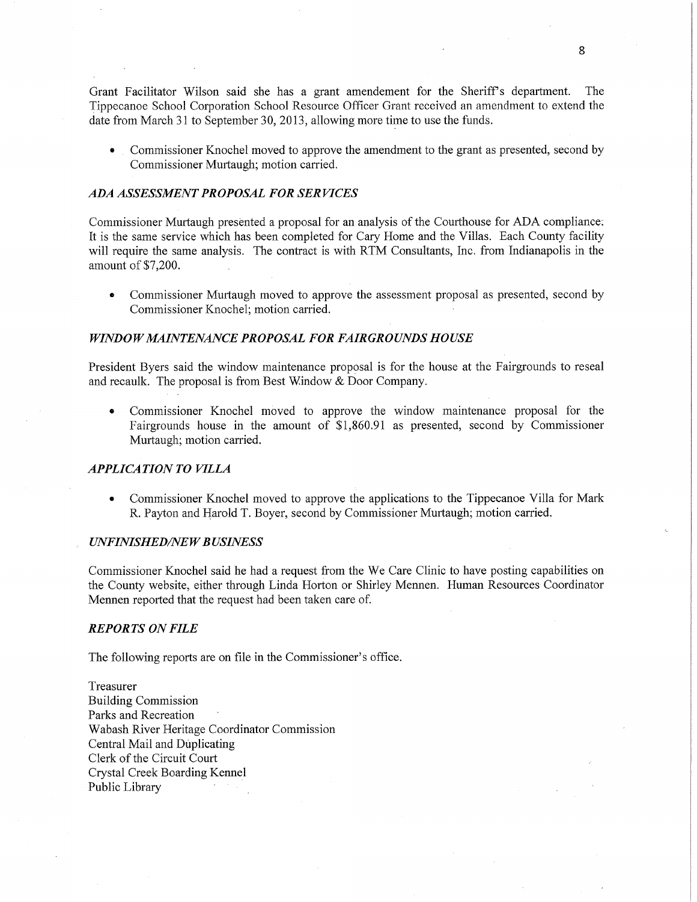Grant Facilitator Wilson said she has a grant amendement for the Sheriff's department. The Tippecanoe School Corporation School Resource Officer Grant received an amendment to extend the date from March 31 to September 30, 2013, allowing more time to use the funds.

- Commissioner Knochel moved to approve the amendment to the grant as presented, second by Commissioner Murtaugh; motion carried.

### *ADA ASSESSMENT PROPOSAL FOR SERVICES*

Commissioner Murtaugh presented a proposal for an analysis of the Courthouse for ADA compliance. It is the same service which has been completed for Cary Home and the Villas. Each County facility will require the same analysis. The contract is with RTM Consultants, Inc. from Indianapolis in the amount of $7,200.

- Commissioner Murtaugh moved to approve the assessment proposal as presented, second by Commissioner Knochel; motion carried.

### *WINDOW MAINTENANCE PROPOSAL FOR FAIRGROUNDS HOUSE*

President Byers said the window maintenance proposal is for the house at the Fairgrounds to reseal and recaulk. The proposal is from Best Window & Door Company.

- Commissioner Knochel moved to approve the window maintenance proposal for the Fairgrounds house in the amount of $1,860.91 as presented, second by Commissioner Murtaugh; motion carried.

### *APPLICATION TO VILLA*

- Commissioner Knochel moved to approve the applications to the Tippecanoe Villa for Mark R. Payton and Harold T. Boyer, second by Commissioner Murtaugh; motion carried.

### *UNFINISHED/NEW BUSINESS*

Commissioner Knochel said he had a request from the We Care Clinic to have posting capabilities on the County website, either through Linda Horton or Shirley Mennen. Human Resources Coordinator Mennen reported that the request had been taken care of.

### *REPORTS ON FILE*

The following reports are on file in the Commissioner's office.

Treasurer
Building Commission
Parks and Recreation
Wabash River Heritage Coordinator Commission
Central Mail and Duplicating
Clerk of the Circuit Court
Crystal Creek Boarding Kennel
Public Library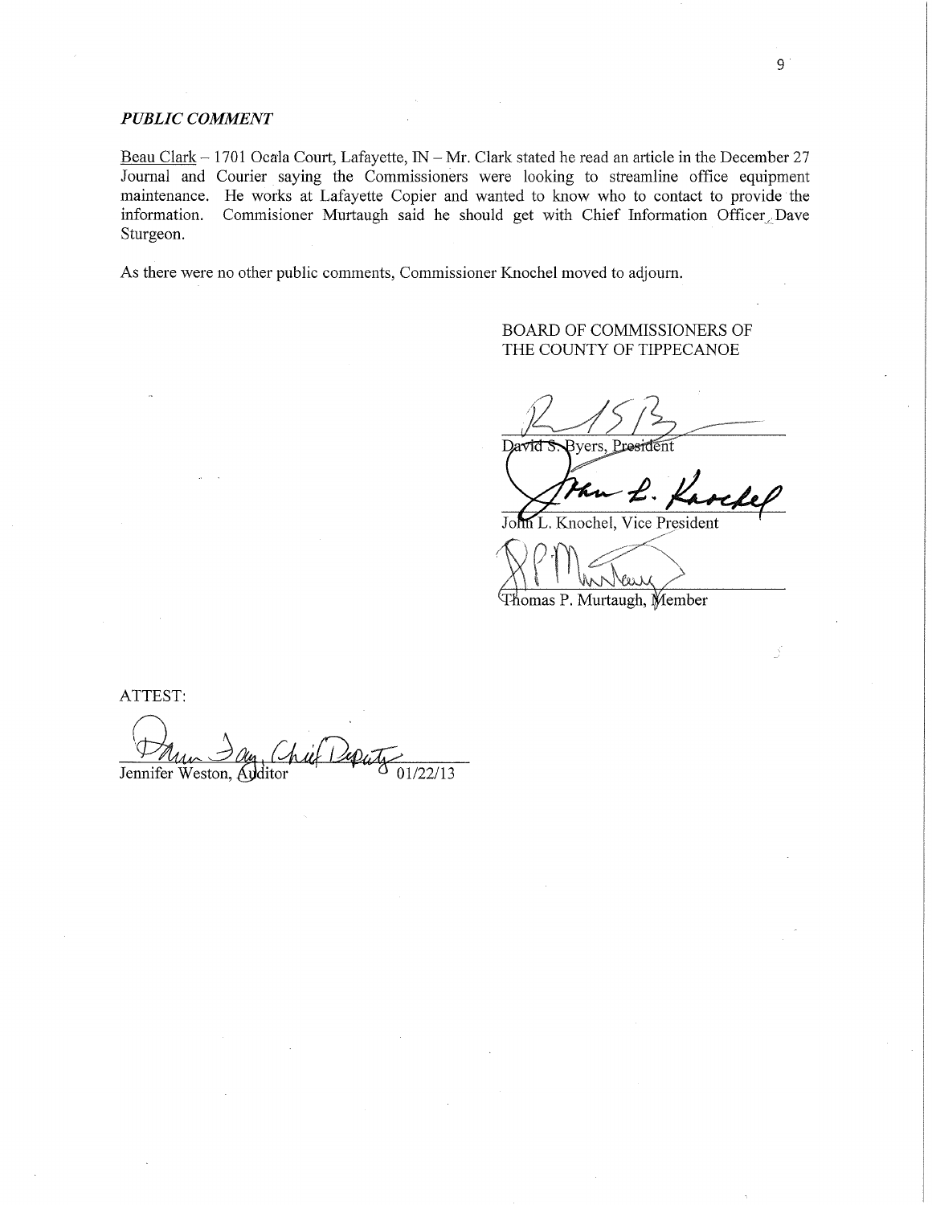***PUBLIC COMMENT***

Beau Clark – 1701 Ocala Court, Lafayette, IN – Mr. Clark stated he read an article in the December 27 Journal and Courier saying the Commissioners were looking to streamline office equipment maintenance. He works at Lafayette Copier and wanted to know who to contact to provide the information. Commisioner Murtaugh said he should get with Chief Information Officer Dave Sturgeon.

As there were no other public comments, Commissioner Knochel moved to adjourn.

BOARD OF COMMISSIONERS OF
THE COUNTY OF TIPPECANOE

David S. Byers, President

John L. Knochel, Vice President

Thomas P. Murtaugh, Member

ATTEST:

Jennifer Weston, Auditor &nbsp;&nbsp; Chief Deputy &nbsp;&nbsp; 01/22/13